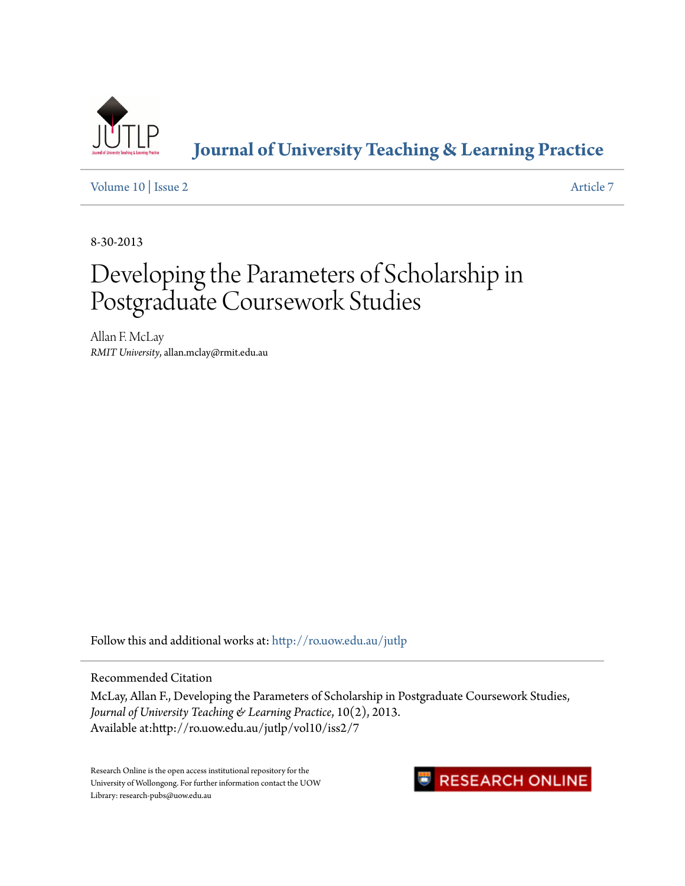# Journal of University Teaching & Learning Practice

Volume 10 | Issue 2 Article 7

8-30-2013

# Developing the Parameters of Scholarship in Postgraduate Coursework Studies

Allan F. McLay
*RMIT University*, allan.mclay@rmit.edu.au

Follow this and additional works at: http://ro.uow.edu.au/jutlp

Recommended Citation

McLay, Allan F., Developing the Parameters of Scholarship in Postgraduate Coursework Studies, *Journal of University Teaching & Learning Practice*, 10(2), 2013.
Available at:http://ro.uow.edu.au/jutlp/vol10/iss2/7

Research Online is the open access institutional repository for the University of Wollongong. For further information contact the UOW Library: research-pubs@uow.edu.au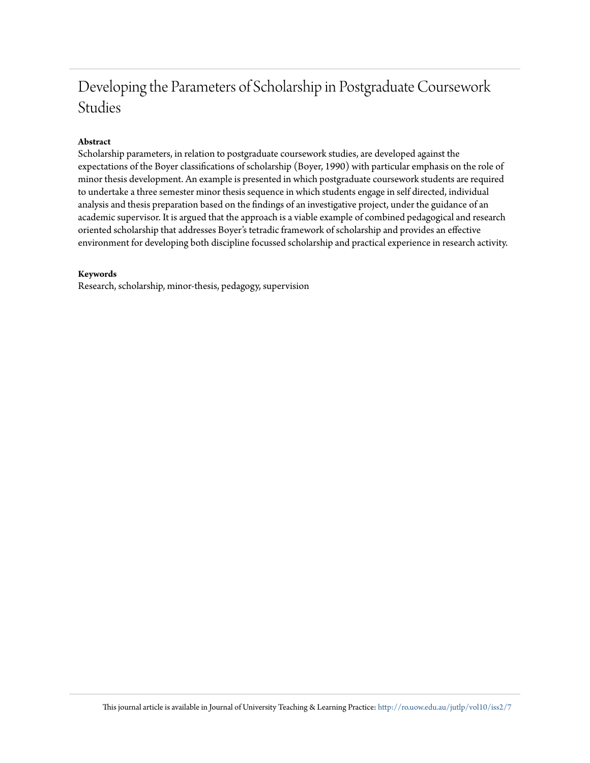# Developing the Parameters of Scholarship in Postgraduate Coursework Studies

**Abstract**

Scholarship parameters, in relation to postgraduate coursework studies, are developed against the expectations of the Boyer classifications of scholarship (Boyer, 1990) with particular emphasis on the role of minor thesis development. An example is presented in which postgraduate coursework students are required to undertake a three semester minor thesis sequence in which students engage in self directed, individual analysis and thesis preparation based on the findings of an investigative project, under the guidance of an academic supervisor. It is argued that the approach is a viable example of combined pedagogical and research oriented scholarship that addresses Boyer's tetradic framework of scholarship and provides an effective environment for developing both discipline focussed scholarship and practical experience in research activity.

**Keywords**

Research, scholarship, minor-thesis, pedagogy, supervision

This journal article is available in Journal of University Teaching & Learning Practice: http://ro.uow.edu.au/jutlp/vol10/iss2/7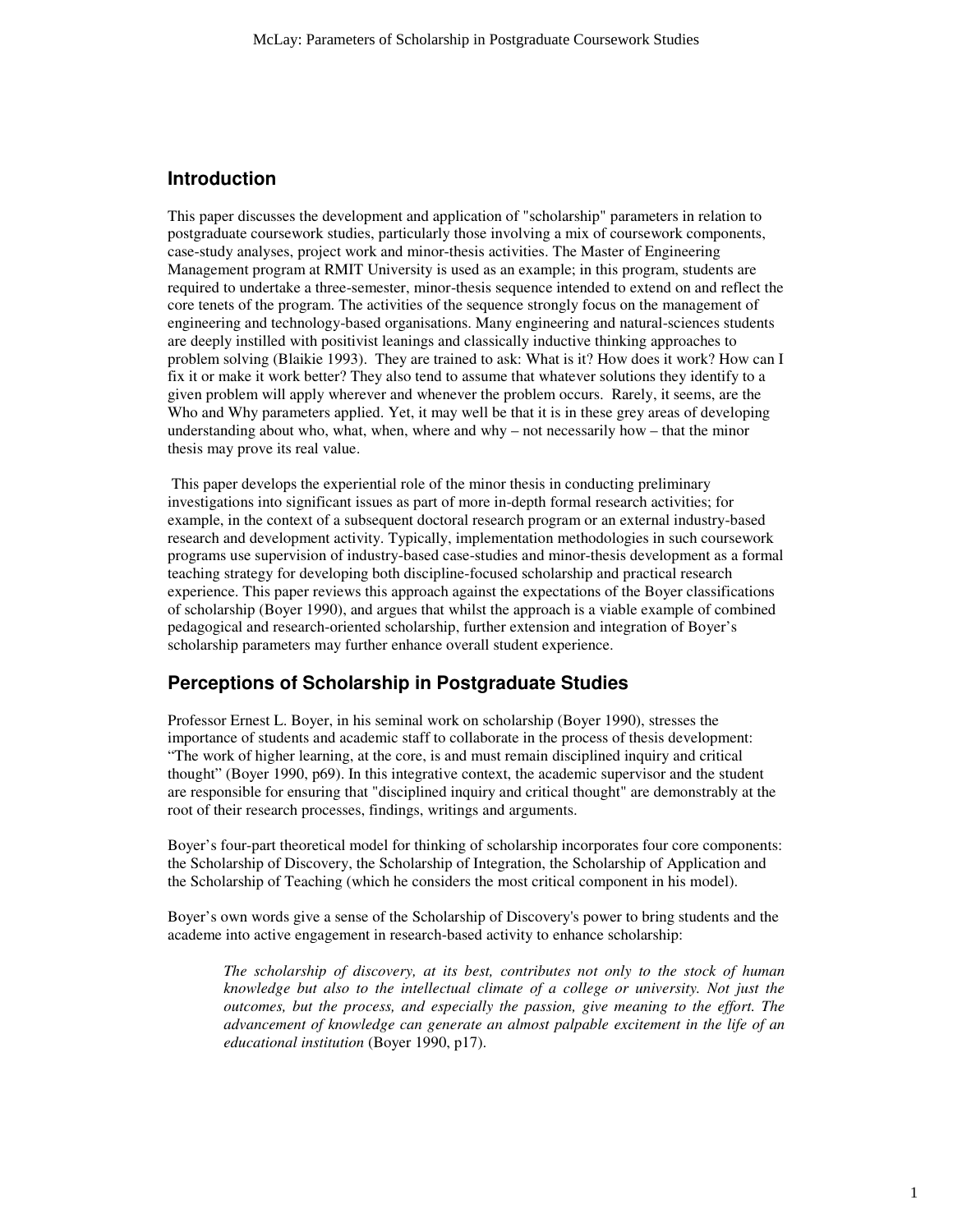## Introduction

This paper discusses the development and application of "scholarship" parameters in relation to postgraduate coursework studies, particularly those involving a mix of coursework components, case-study analyses, project work and minor-thesis activities. The Master of Engineering Management program at RMIT University is used as an example; in this program, students are required to undertake a three-semester, minor-thesis sequence intended to extend on and reflect the core tenets of the program. The activities of the sequence strongly focus on the management of engineering and technology-based organisations. Many engineering and natural-sciences students are deeply instilled with positivist leanings and classically inductive thinking approaches to problem solving (Blaikie 1993). They are trained to ask: What is it? How does it work? How can I fix it or make it work better? They also tend to assume that whatever solutions they identify to a given problem will apply wherever and whenever the problem occurs. Rarely, it seems, are the Who and Why parameters applied. Yet, it may well be that it is in these grey areas of developing understanding about who, what, when, where and why – not necessarily how – that the minor thesis may prove its real value.

This paper develops the experiential role of the minor thesis in conducting preliminary investigations into significant issues as part of more in-depth formal research activities; for example, in the context of a subsequent doctoral research program or an external industry-based research and development activity. Typically, implementation methodologies in such coursework programs use supervision of industry-based case-studies and minor-thesis development as a formal teaching strategy for developing both discipline-focused scholarship and practical research experience. This paper reviews this approach against the expectations of the Boyer classifications of scholarship (Boyer 1990), and argues that whilst the approach is a viable example of combined pedagogical and research-oriented scholarship, further extension and integration of Boyer's scholarship parameters may further enhance overall student experience.

## Perceptions of Scholarship in Postgraduate Studies

Professor Ernest L. Boyer, in his seminal work on scholarship (Boyer 1990), stresses the importance of students and academic staff to collaborate in the process of thesis development: "The work of higher learning, at the core, is and must remain disciplined inquiry and critical thought" (Boyer 1990, p69). In this integrative context, the academic supervisor and the student are responsible for ensuring that "disciplined inquiry and critical thought" are demonstrably at the root of their research processes, findings, writings and arguments.

Boyer's four-part theoretical model for thinking of scholarship incorporates four core components: the Scholarship of Discovery, the Scholarship of Integration, the Scholarship of Application and the Scholarship of Teaching (which he considers the most critical component in his model).

Boyer's own words give a sense of the Scholarship of Discovery's power to bring students and the academe into active engagement in research-based activity to enhance scholarship:

> *The scholarship of discovery, at its best, contributes not only to the stock of human knowledge but also to the intellectual climate of a college or university. Not just the outcomes, but the process, and especially the passion, give meaning to the effort. The advancement of knowledge can generate an almost palpable excitement in the life of an educational institution* (Boyer 1990, p17).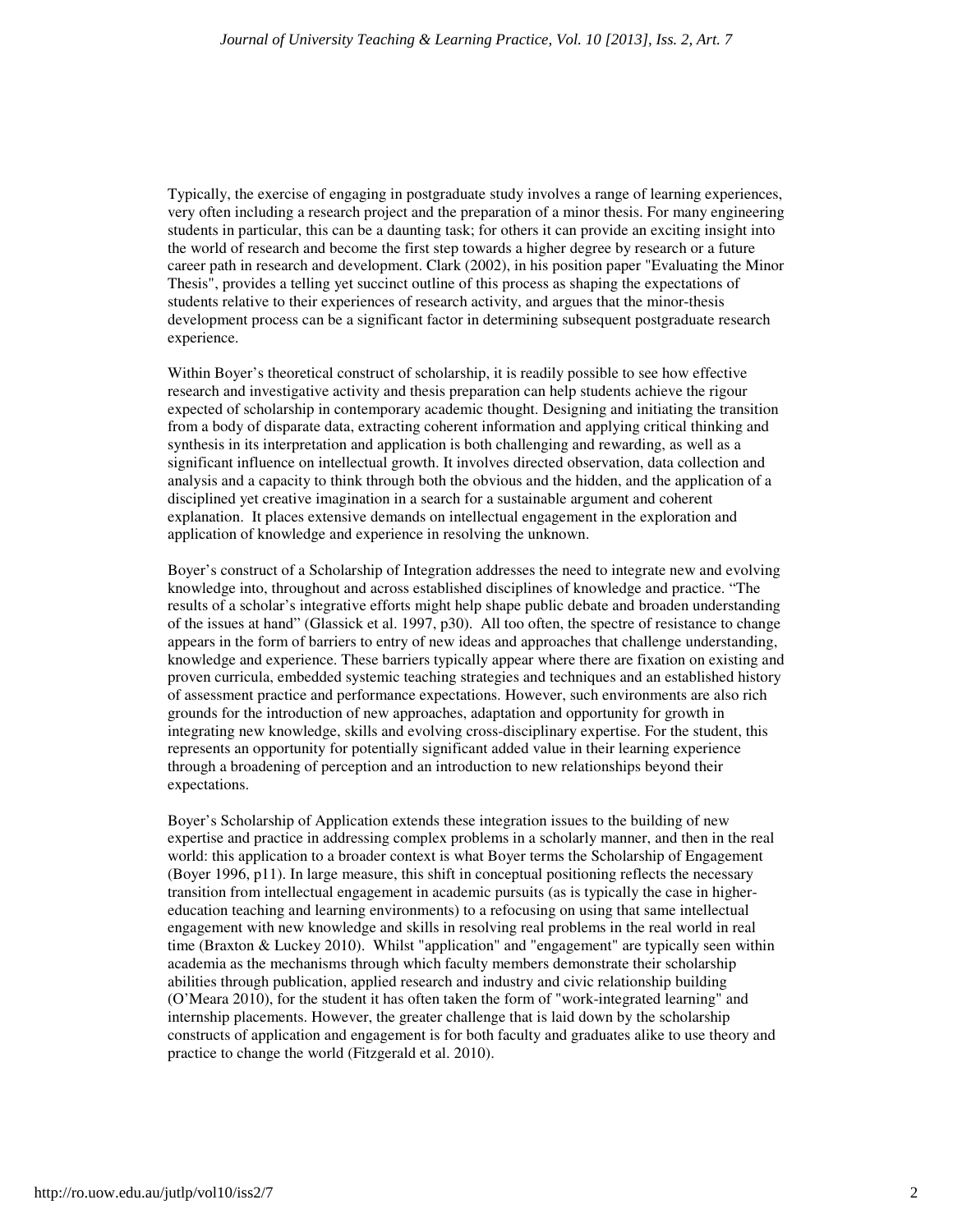Typically, the exercise of engaging in postgraduate study involves a range of learning experiences, very often including a research project and the preparation of a minor thesis. For many engineering students in particular, this can be a daunting task; for others it can provide an exciting insight into the world of research and become the first step towards a higher degree by research or a future career path in research and development. Clark (2002), in his position paper "Evaluating the Minor Thesis", provides a telling yet succinct outline of this process as shaping the expectations of students relative to their experiences of research activity, and argues that the minor-thesis development process can be a significant factor in determining subsequent postgraduate research experience.

Within Boyer's theoretical construct of scholarship, it is readily possible to see how effective research and investigative activity and thesis preparation can help students achieve the rigour expected of scholarship in contemporary academic thought. Designing and initiating the transition from a body of disparate data, extracting coherent information and applying critical thinking and synthesis in its interpretation and application is both challenging and rewarding, as well as a significant influence on intellectual growth. It involves directed observation, data collection and analysis and a capacity to think through both the obvious and the hidden, and the application of a disciplined yet creative imagination in a search for a sustainable argument and coherent explanation. It places extensive demands on intellectual engagement in the exploration and application of knowledge and experience in resolving the unknown.

Boyer's construct of a Scholarship of Integration addresses the need to integrate new and evolving knowledge into, throughout and across established disciplines of knowledge and practice. "The results of a scholar's integrative efforts might help shape public debate and broaden understanding of the issues at hand" (Glassick et al. 1997, p30). All too often, the spectre of resistance to change appears in the form of barriers to entry of new ideas and approaches that challenge understanding, knowledge and experience. These barriers typically appear where there are fixation on existing and proven curricula, embedded systemic teaching strategies and techniques and an established history of assessment practice and performance expectations. However, such environments are also rich grounds for the introduction of new approaches, adaptation and opportunity for growth in integrating new knowledge, skills and evolving cross-disciplinary expertise. For the student, this represents an opportunity for potentially significant added value in their learning experience through a broadening of perception and an introduction to new relationships beyond their expectations.

Boyer's Scholarship of Application extends these integration issues to the building of new expertise and practice in addressing complex problems in a scholarly manner, and then in the real world: this application to a broader context is what Boyer terms the Scholarship of Engagement (Boyer 1996, p11). In large measure, this shift in conceptual positioning reflects the necessary transition from intellectual engagement in academic pursuits (as is typically the case in higher-education teaching and learning environments) to a refocusing on using that same intellectual engagement with new knowledge and skills in resolving real problems in the real world in real time (Braxton & Luckey 2010). Whilst "application" and "engagement" are typically seen within academia as the mechanisms through which faculty members demonstrate their scholarship abilities through publication, applied research and industry and civic relationship building (O'Meara 2010), for the student it has often taken the form of "work-integrated learning" and internship placements. However, the greater challenge that is laid down by the scholarship constructs of application and engagement is for both faculty and graduates alike to use theory and practice to change the world (Fitzgerald et al. 2010).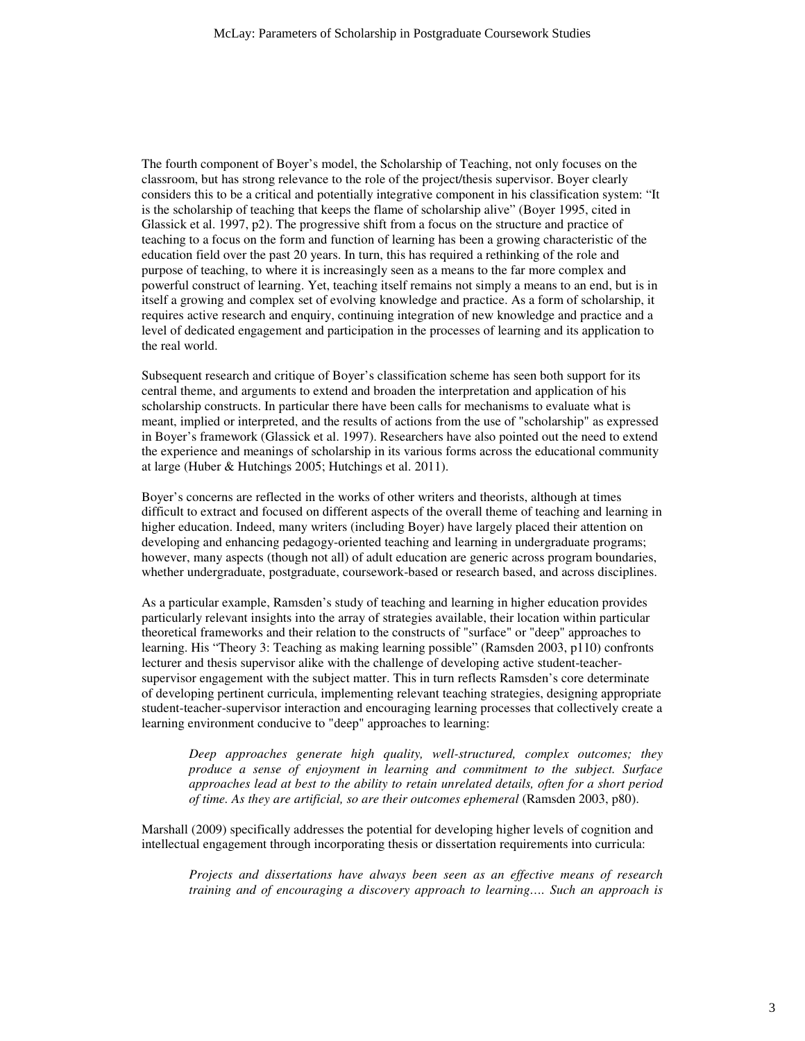The fourth component of Boyer's model, the Scholarship of Teaching, not only focuses on the classroom, but has strong relevance to the role of the project/thesis supervisor. Boyer clearly considers this to be a critical and potentially integrative component in his classification system: "It is the scholarship of teaching that keeps the flame of scholarship alive" (Boyer 1995, cited in Glassick et al. 1997, p2). The progressive shift from a focus on the structure and practice of teaching to a focus on the form and function of learning has been a growing characteristic of the education field over the past 20 years. In turn, this has required a rethinking of the role and purpose of teaching, to where it is increasingly seen as a means to the far more complex and powerful construct of learning. Yet, teaching itself remains not simply a means to an end, but is in itself a growing and complex set of evolving knowledge and practice. As a form of scholarship, it requires active research and enquiry, continuing integration of new knowledge and practice and a level of dedicated engagement and participation in the processes of learning and its application to the real world.

Subsequent research and critique of Boyer's classification scheme has seen both support for its central theme, and arguments to extend and broaden the interpretation and application of his scholarship constructs. In particular there have been calls for mechanisms to evaluate what is meant, implied or interpreted, and the results of actions from the use of "scholarship" as expressed in Boyer's framework (Glassick et al. 1997). Researchers have also pointed out the need to extend the experience and meanings of scholarship in its various forms across the educational community at large (Huber & Hutchings 2005; Hutchings et al. 2011).

Boyer's concerns are reflected in the works of other writers and theorists, although at times difficult to extract and focused on different aspects of the overall theme of teaching and learning in higher education. Indeed, many writers (including Boyer) have largely placed their attention on developing and enhancing pedagogy-oriented teaching and learning in undergraduate programs; however, many aspects (though not all) of adult education are generic across program boundaries, whether undergraduate, postgraduate, coursework-based or research based, and across disciplines.

As a particular example, Ramsden's study of teaching and learning in higher education provides particularly relevant insights into the array of strategies available, their location within particular theoretical frameworks and their relation to the constructs of "surface" or "deep" approaches to learning. His "Theory 3: Teaching as making learning possible" (Ramsden 2003, p110) confronts lecturer and thesis supervisor alike with the challenge of developing active student-teacher-supervisor engagement with the subject matter. This in turn reflects Ramsden's core determinate of developing pertinent curricula, implementing relevant teaching strategies, designing appropriate student-teacher-supervisor interaction and encouraging learning processes that collectively create a learning environment conducive to "deep" approaches to learning:

> *Deep approaches generate high quality, well-structured, complex outcomes; they produce a sense of enjoyment in learning and commitment to the subject. Surface approaches lead at best to the ability to retain unrelated details, often for a short period of time. As they are artificial, so are their outcomes ephemeral* (Ramsden 2003, p80).

Marshall (2009) specifically addresses the potential for developing higher levels of cognition and intellectual engagement through incorporating thesis or dissertation requirements into curricula:

> *Projects and dissertations have always been seen as an effective means of research training and of encouraging a discovery approach to learning…. Such an approach is*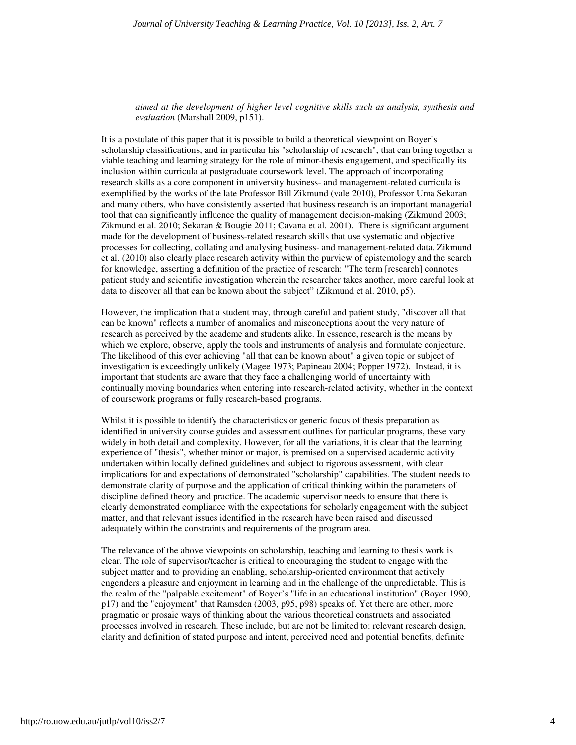> *aimed at the development of higher level cognitive skills such as analysis, synthesis and evaluation* (Marshall 2009, p151).

It is a postulate of this paper that it is possible to build a theoretical viewpoint on Boyer's scholarship classifications, and in particular his "scholarship of research", that can bring together a viable teaching and learning strategy for the role of minor-thesis engagement, and specifically its inclusion within curricula at postgraduate coursework level. The approach of incorporating research skills as a core component in university business- and management-related curricula is exemplified by the works of the late Professor Bill Zikmund (vale 2010), Professor Uma Sekaran and many others, who have consistently asserted that business research is an important managerial tool that can significantly influence the quality of management decision-making (Zikmund 2003; Zikmund et al. 2010; Sekaran & Bougie 2011; Cavana et al. 2001). There is significant argument made for the development of business-related research skills that use systematic and objective processes for collecting, collating and analysing business- and management-related data. Zikmund et al. (2010) also clearly place research activity within the purview of epistemology and the search for knowledge, asserting a definition of the practice of research: "The term [research] connotes patient study and scientific investigation wherein the researcher takes another, more careful look at data to discover all that can be known about the subject" (Zikmund et al. 2010, p5).

However, the implication that a student may, through careful and patient study, "discover all that can be known" reflects a number of anomalies and misconceptions about the very nature of research as perceived by the academe and students alike. In essence, research is the means by which we explore, observe, apply the tools and instruments of analysis and formulate conjecture. The likelihood of this ever achieving "all that can be known about" a given topic or subject of investigation is exceedingly unlikely (Magee 1973; Papineau 2004; Popper 1972). Instead, it is important that students are aware that they face a challenging world of uncertainty with continually moving boundaries when entering into research-related activity, whether in the context of coursework programs or fully research-based programs.

Whilst it is possible to identify the characteristics or generic focus of thesis preparation as identified in university course guides and assessment outlines for particular programs, these vary widely in both detail and complexity. However, for all the variations, it is clear that the learning experience of "thesis", whether minor or major, is premised on a supervised academic activity undertaken within locally defined guidelines and subject to rigorous assessment, with clear implications for and expectations of demonstrated "scholarship" capabilities. The student needs to demonstrate clarity of purpose and the application of critical thinking within the parameters of discipline defined theory and practice. The academic supervisor needs to ensure that there is clearly demonstrated compliance with the expectations for scholarly engagement with the subject matter, and that relevant issues identified in the research have been raised and discussed adequately within the constraints and requirements of the program area.

The relevance of the above viewpoints on scholarship, teaching and learning to thesis work is clear. The role of supervisor/teacher is critical to encouraging the student to engage with the subject matter and to providing an enabling, scholarship-oriented environment that actively engenders a pleasure and enjoyment in learning and in the challenge of the unpredictable. This is the realm of the "palpable excitement" of Boyer's "life in an educational institution" (Boyer 1990, p17) and the "enjoyment" that Ramsden (2003, p95, p98) speaks of. Yet there are other, more pragmatic or prosaic ways of thinking about the various theoretical constructs and associated processes involved in research. These include, but are not be limited to: relevant research design, clarity and definition of stated purpose and intent, perceived need and potential benefits, definite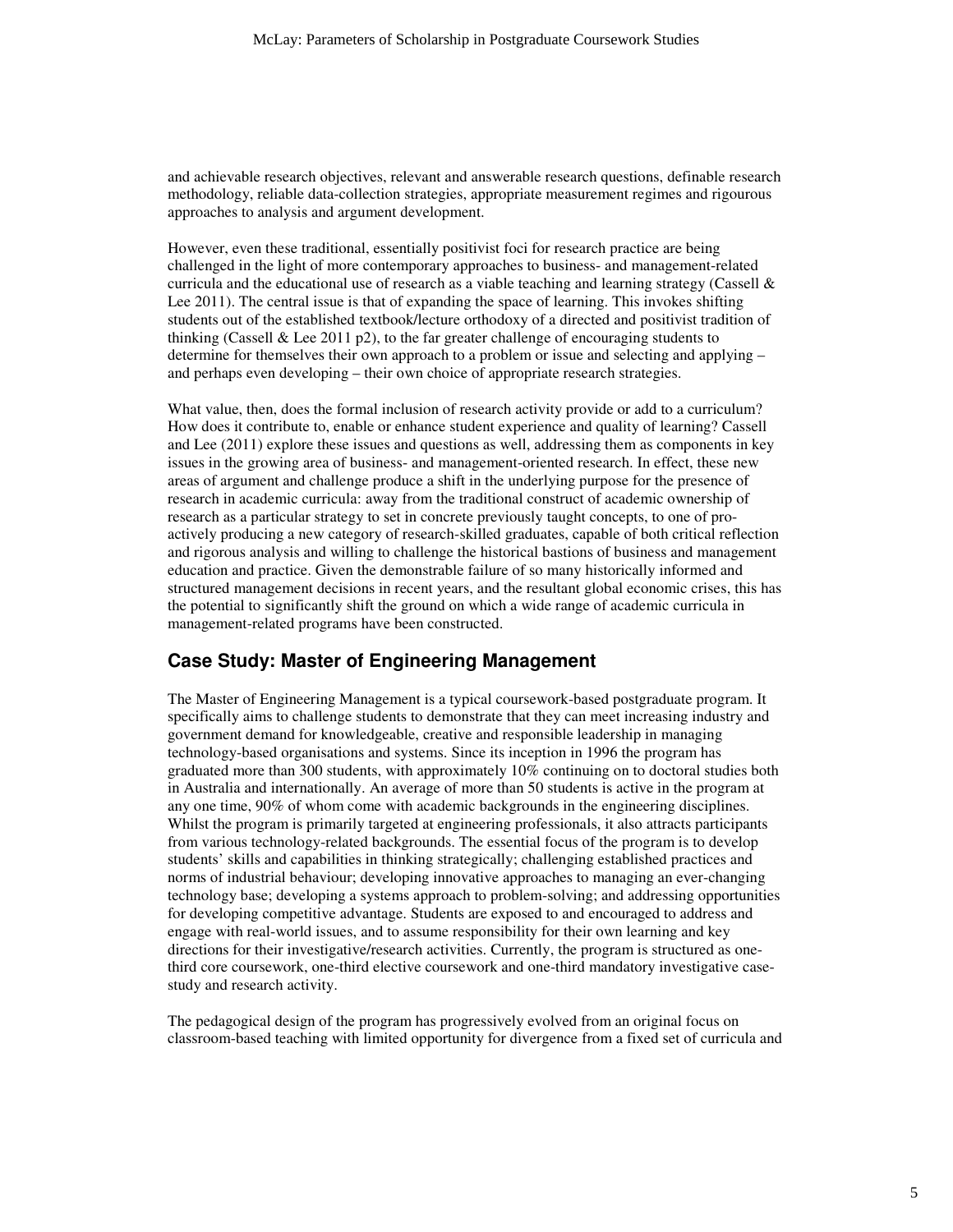and achievable research objectives, relevant and answerable research questions, definable research methodology, reliable data-collection strategies, appropriate measurement regimes and rigourous approaches to analysis and argument development.

However, even these traditional, essentially positivist foci for research practice are being challenged in the light of more contemporary approaches to business- and management-related curricula and the educational use of research as a viable teaching and learning strategy (Cassell & Lee 2011). The central issue is that of expanding the space of learning. This invokes shifting students out of the established textbook/lecture orthodoxy of a directed and positivist tradition of thinking (Cassell & Lee 2011 p2), to the far greater challenge of encouraging students to determine for themselves their own approach to a problem or issue and selecting and applying – and perhaps even developing – their own choice of appropriate research strategies.

What value, then, does the formal inclusion of research activity provide or add to a curriculum? How does it contribute to, enable or enhance student experience and quality of learning? Cassell and Lee (2011) explore these issues and questions as well, addressing them as components in key issues in the growing area of business- and management-oriented research. In effect, these new areas of argument and challenge produce a shift in the underlying purpose for the presence of research in academic curricula: away from the traditional construct of academic ownership of research as a particular strategy to set in concrete previously taught concepts, to one of pro-actively producing a new category of research-skilled graduates, capable of both critical reflection and rigorous analysis and willing to challenge the historical bastions of business and management education and practice. Given the demonstrable failure of so many historically informed and structured management decisions in recent years, and the resultant global economic crises, this has the potential to significantly shift the ground on which a wide range of academic curricula in management-related programs have been constructed.

## Case Study: Master of Engineering Management

The Master of Engineering Management is a typical coursework-based postgraduate program. It specifically aims to challenge students to demonstrate that they can meet increasing industry and government demand for knowledgeable, creative and responsible leadership in managing technology-based organisations and systems. Since its inception in 1996 the program has graduated more than 300 students, with approximately 10% continuing on to doctoral studies both in Australia and internationally. An average of more than 50 students is active in the program at any one time, 90% of whom come with academic backgrounds in the engineering disciplines. Whilst the program is primarily targeted at engineering professionals, it also attracts participants from various technology-related backgrounds. The essential focus of the program is to develop students' skills and capabilities in thinking strategically; challenging established practices and norms of industrial behaviour; developing innovative approaches to managing an ever-changing technology base; developing a systems approach to problem-solving; and addressing opportunities for developing competitive advantage. Students are exposed to and encouraged to address and engage with real-world issues, and to assume responsibility for their own learning and key directions for their investigative/research activities. Currently, the program is structured as one-third core coursework, one-third elective coursework and one-third mandatory investigative case-study and research activity.

The pedagogical design of the program has progressively evolved from an original focus on classroom-based teaching with limited opportunity for divergence from a fixed set of curricula and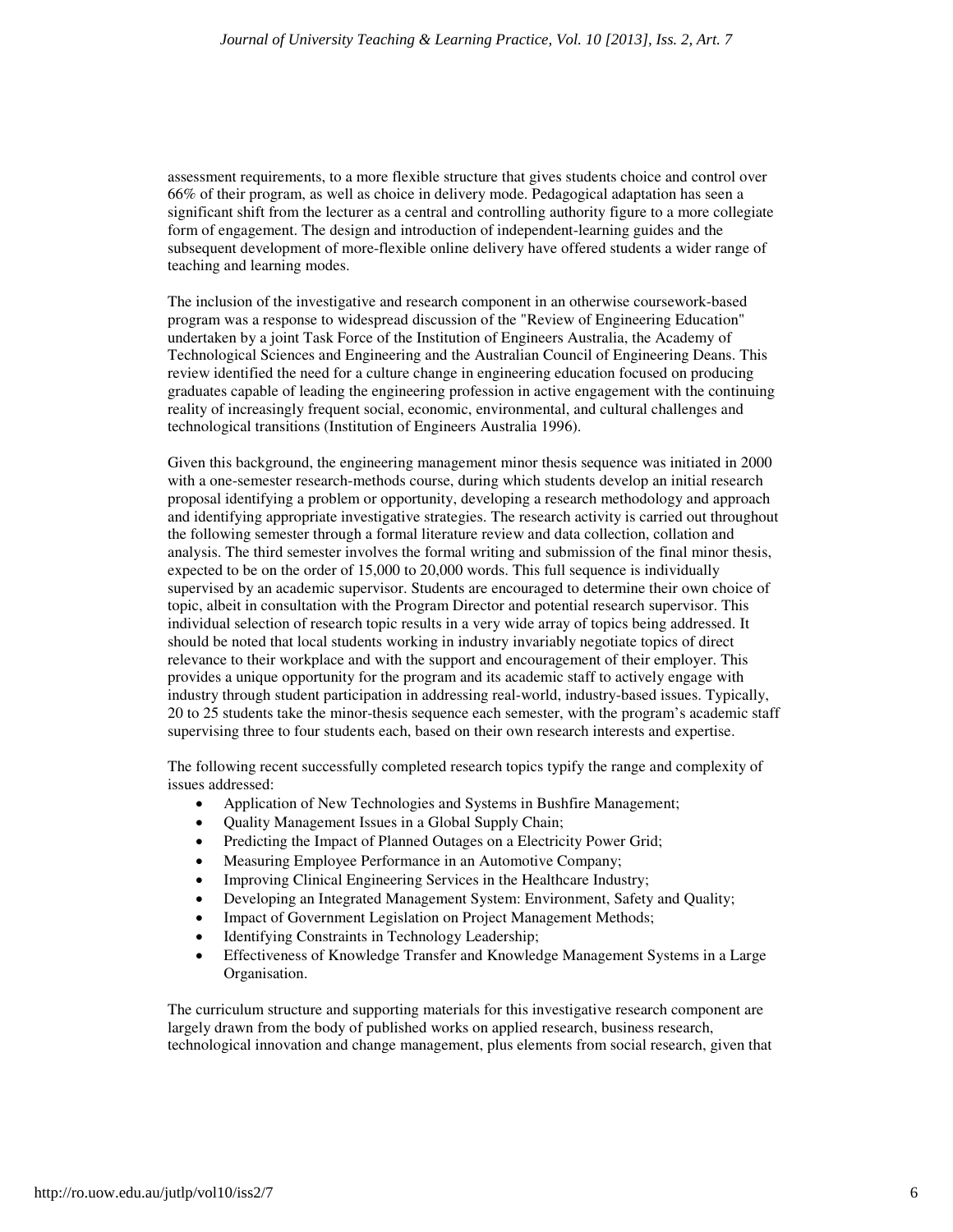assessment requirements, to a more flexible structure that gives students choice and control over 66% of their program, as well as choice in delivery mode. Pedagogical adaptation has seen a significant shift from the lecturer as a central and controlling authority figure to a more collegiate form of engagement. The design and introduction of independent-learning guides and the subsequent development of more-flexible online delivery have offered students a wider range of teaching and learning modes.

The inclusion of the investigative and research component in an otherwise coursework-based program was a response to widespread discussion of the "Review of Engineering Education" undertaken by a joint Task Force of the Institution of Engineers Australia, the Academy of Technological Sciences and Engineering and the Australian Council of Engineering Deans. This review identified the need for a culture change in engineering education focused on producing graduates capable of leading the engineering profession in active engagement with the continuing reality of increasingly frequent social, economic, environmental, and cultural challenges and technological transitions (Institution of Engineers Australia 1996).

Given this background, the engineering management minor thesis sequence was initiated in 2000 with a one-semester research-methods course, during which students develop an initial research proposal identifying a problem or opportunity, developing a research methodology and approach and identifying appropriate investigative strategies. The research activity is carried out throughout the following semester through a formal literature review and data collection, collation and analysis. The third semester involves the formal writing and submission of the final minor thesis, expected to be on the order of 15,000 to 20,000 words. This full sequence is individually supervised by an academic supervisor. Students are encouraged to determine their own choice of topic, albeit in consultation with the Program Director and potential research supervisor. This individual selection of research topic results in a very wide array of topics being addressed. It should be noted that local students working in industry invariably negotiate topics of direct relevance to their workplace and with the support and encouragement of their employer. This provides a unique opportunity for the program and its academic staff to actively engage with industry through student participation in addressing real-world, industry-based issues. Typically, 20 to 25 students take the minor-thesis sequence each semester, with the program's academic staff supervising three to four students each, based on their own research interests and expertise.

The following recent successfully completed research topics typify the range and complexity of issues addressed:

- Application of New Technologies and Systems in Bushfire Management;
- Quality Management Issues in a Global Supply Chain;
- Predicting the Impact of Planned Outages on a Electricity Power Grid;
- Measuring Employee Performance in an Automotive Company;
- Improving Clinical Engineering Services in the Healthcare Industry;
- Developing an Integrated Management System: Environment, Safety and Quality;
- Impact of Government Legislation on Project Management Methods;
- Identifying Constraints in Technology Leadership;
- Effectiveness of Knowledge Transfer and Knowledge Management Systems in a Large Organisation.

The curriculum structure and supporting materials for this investigative research component are largely drawn from the body of published works on applied research, business research, technological innovation and change management, plus elements from social research, given that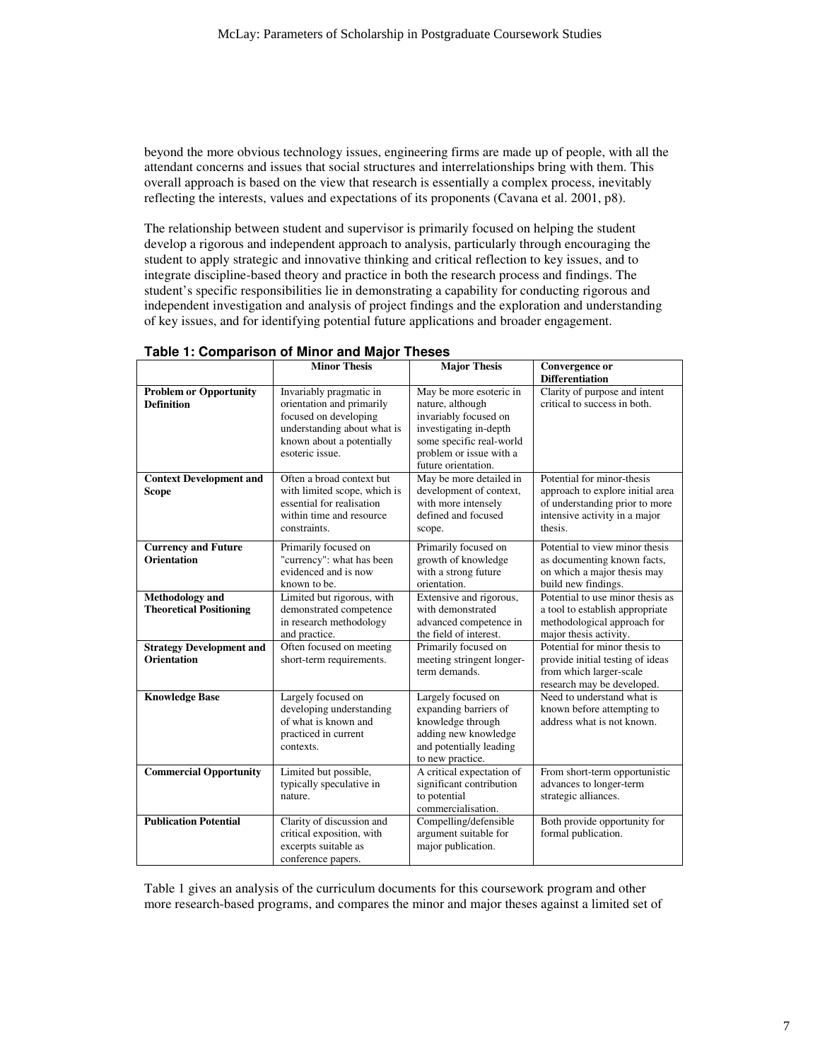beyond the more obvious technology issues, engineering firms are made up of people, with all the attendant concerns and issues that social structures and interrelationships bring with them. This overall approach is based on the view that research is essentially a complex process, inevitably reflecting the interests, values and expectations of its proponents (Cavana et al. 2001, p8).

The relationship between student and supervisor is primarily focused on helping the student develop a rigorous and independent approach to analysis, particularly through encouraging the student to apply strategic and innovative thinking and critical reflection to key issues, and to integrate discipline-based theory and practice in both the research process and findings. The student's specific responsibilities lie in demonstrating a capability for conducting rigorous and independent investigation and analysis of project findings and the exploration and understanding of key issues, and for identifying potential future applications and broader engagement.

**Table 1: Comparison of Minor and Major Theses**

| | **Minor Thesis** | **Major Thesis** | **Convergence or Differentiation** |
|---|---|---|---|
| **Problem or Opportunity Definition** | Invariably pragmatic in orientation and primarily focused on developing understanding about what is known about a potentially esoteric issue. | May be more esoteric in nature, although invariably focused on investigating in-depth some specific real-world problem or issue with a future orientation. | Clarity of purpose and intent critical to success in both. |
| **Context Development and Scope** | Often a broad context but with limited scope, which is essential for realisation within time and resource constraints. | May be more detailed in development of context, with more intensely defined and focused scope. | Potential for minor-thesis approach to explore initial area of understanding prior to more intensive activity in a major thesis. |
| **Currency and Future Orientation** | Primarily focused on "currency": what has been evidenced and is now known to be. | Primarily focused on growth of knowledge with a strong future orientation. | Potential to view minor thesis as documenting known facts, on which a major thesis may build new findings. |
| **Methodology and Theoretical Positioning** | Limited but rigorous, with demonstrated competence in research methodology and practice. | Extensive and rigorous, with demonstrated advanced competence in the field of interest. | Potential to use minor thesis as a tool to establish appropriate methodological approach for major thesis activity. |
| **Strategy Development and Orientation** | Often focused on meeting short-term requirements. | Primarily focused on meeting stringent longer-term demands. | Potential for minor thesis to provide initial testing of ideas from which larger-scale research may be developed. |
| **Knowledge Base** | Largely focused on developing understanding of what is known and practiced in current contexts. | Largely focused on expanding barriers of knowledge through adding new knowledge and potentially leading to new practice. | Need to understand what is known before attempting to address what is not known. |
| **Commercial Opportunity** | Limited but possible, typically speculative in nature. | A critical expectation of significant contribution to potential commercialisation. | From short-term opportunistic advances to longer-term strategic alliances. |
| **Publication Potential** | Clarity of discussion and critical exposition, with excerpts suitable as conference papers. | Compelling/defensible argument suitable for major publication. | Both provide opportunity for formal publication. |

Table 1 gives an analysis of the curriculum documents for this coursework program and other more research-based programs, and compares the minor and major theses against a limited set of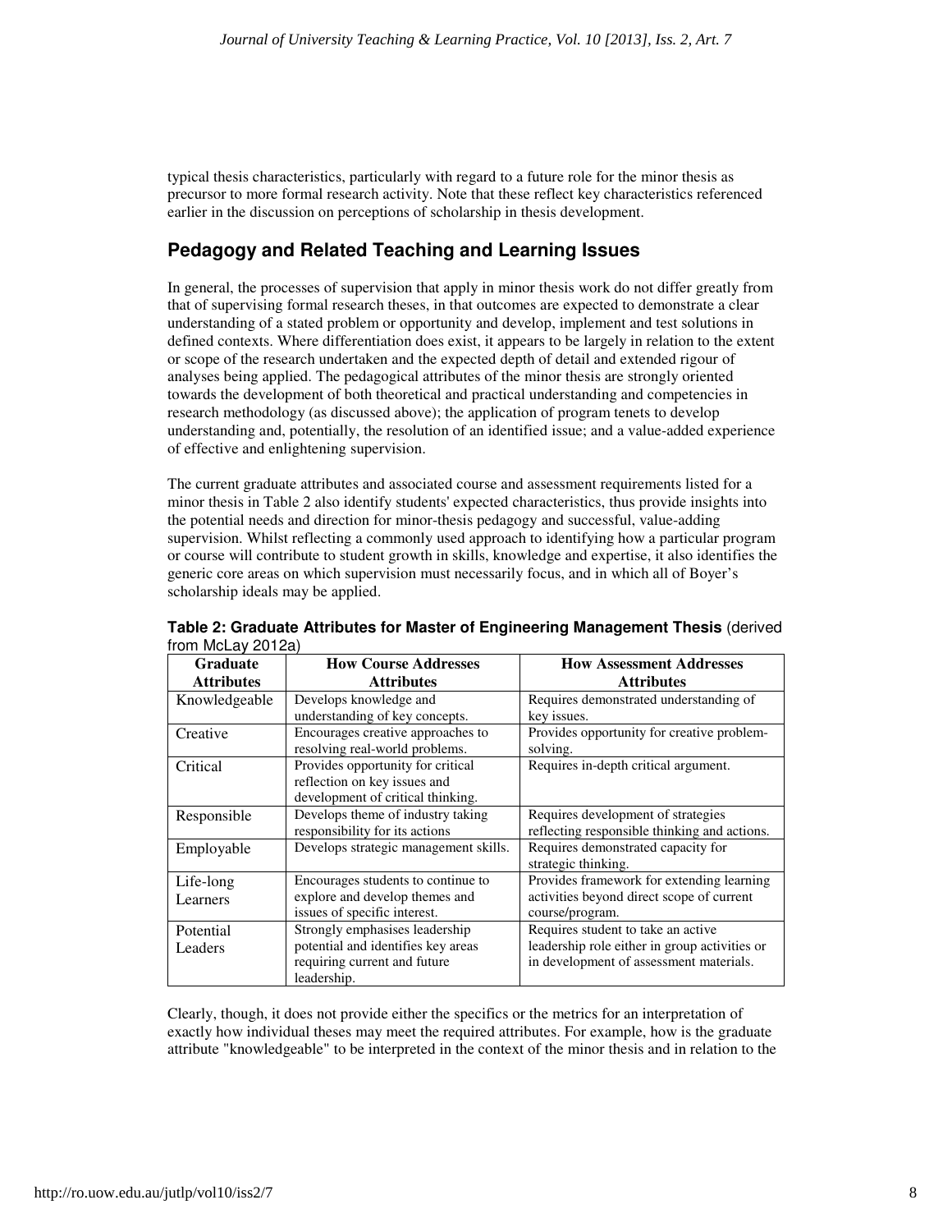typical thesis characteristics, particularly with regard to a future role for the minor thesis as precursor to more formal research activity. Note that these reflect key characteristics referenced earlier in the discussion on perceptions of scholarship in thesis development.

## Pedagogy and Related Teaching and Learning Issues

In general, the processes of supervision that apply in minor thesis work do not differ greatly from that of supervising formal research theses, in that outcomes are expected to demonstrate a clear understanding of a stated problem or opportunity and develop, implement and test solutions in defined contexts. Where differentiation does exist, it appears to be largely in relation to the extent or scope of the research undertaken and the expected depth of detail and extended rigour of analyses being applied. The pedagogical attributes of the minor thesis are strongly oriented towards the development of both theoretical and practical understanding and competencies in research methodology (as discussed above); the application of program tenets to develop understanding and, potentially, the resolution of an identified issue; and a value-added experience of effective and enlightening supervision.

The current graduate attributes and associated course and assessment requirements listed for a minor thesis in Table 2 also identify students' expected characteristics, thus provide insights into the potential needs and direction for minor-thesis pedagogy and successful, value-adding supervision. Whilst reflecting a commonly used approach to identifying how a particular program or course will contribute to student growth in skills, knowledge and expertise, it also identifies the generic core areas on which supervision must necessarily focus, and in which all of Boyer's scholarship ideals may be applied.

**Table 2: Graduate Attributes for Master of Engineering Management Thesis** (derived from McLay 2012a)

| Graduate Attributes | How Course Addresses Attributes | How Assessment Addresses Attributes |
|---|---|---|
| Knowledgeable | Develops knowledge and understanding of key concepts. | Requires demonstrated understanding of key issues. |
| Creative | Encourages creative approaches to resolving real-world problems. | Provides opportunity for creative problem-solving. |
| Critical | Provides opportunity for critical reflection on key issues and development of critical thinking. | Requires in-depth critical argument. |
| Responsible | Develops theme of industry taking responsibility for its actions | Requires development of strategies reflecting responsible thinking and actions. |
| Employable | Develops strategic management skills. | Requires demonstrated capacity for strategic thinking. |
| Life-long Learners | Encourages students to continue to explore and develop themes and issues of specific interest. | Provides framework for extending learning activities beyond direct scope of current course/program. |
| Potential Leaders | Strongly emphasises leadership potential and identifies key areas requiring current and future leadership. | Requires student to take an active leadership role either in group activities or in development of assessment materials. |

Clearly, though, it does not provide either the specifics or the metrics for an interpretation of exactly how individual theses may meet the required attributes. For example, how is the graduate attribute "knowledgeable" to be interpreted in the context of the minor thesis and in relation to the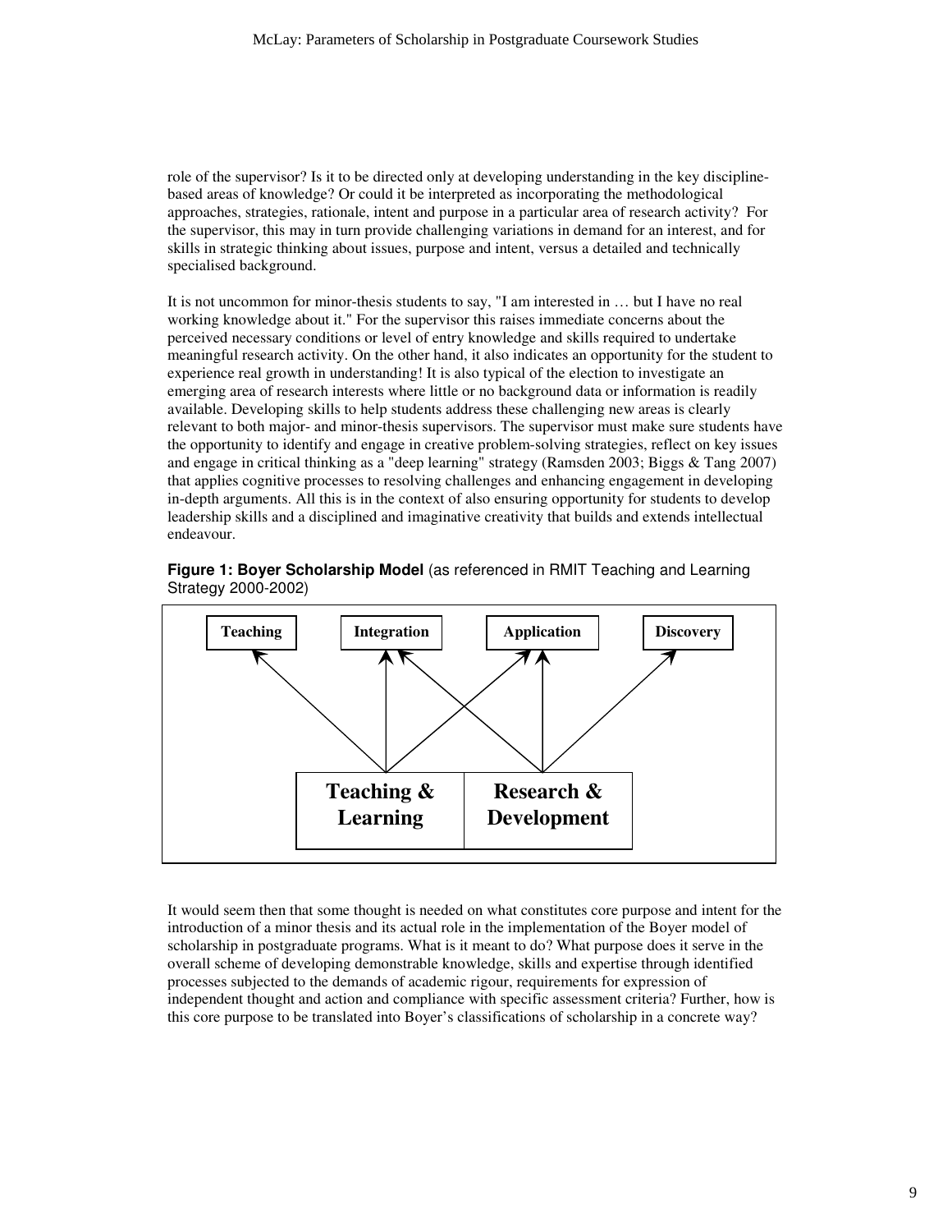role of the supervisor? Is it to be directed only at developing understanding in the key discipline-based areas of knowledge? Or could it be interpreted as incorporating the methodological approaches, strategies, rationale, intent and purpose in a particular area of research activity? For the supervisor, this may in turn provide challenging variations in demand for an interest, and for skills in strategic thinking about issues, purpose and intent, versus a detailed and technically specialised background.

It is not uncommon for minor-thesis students to say, "I am interested in … but I have no real working knowledge about it." For the supervisor this raises immediate concerns about the perceived necessary conditions or level of entry knowledge and skills required to undertake meaningful research activity. On the other hand, it also indicates an opportunity for the student to experience real growth in understanding! It is also typical of the election to investigate an emerging area of research interests where little or no background data or information is readily available. Developing skills to help students address these challenging new areas is clearly relevant to both major- and minor-thesis supervisors. The supervisor must make sure students have the opportunity to identify and engage in creative problem-solving strategies, reflect on key issues and engage in critical thinking as a "deep learning" strategy (Ramsden 2003; Biggs & Tang 2007) that applies cognitive processes to resolving challenges and enhancing engagement in developing in-depth arguments. All this is in the context of also ensuring opportunity for students to develop leadership skills and a disciplined and imaginative creativity that builds and extends intellectual endeavour.

**Figure 1: Boyer Scholarship Model** (as referenced in RMIT Teaching and Learning Strategy 2000-2002)

Teaching | Integration | Application | Discovery

Teaching & Learning | Research & Development

It would seem then that some thought is needed on what constitutes core purpose and intent for the introduction of a minor thesis and its actual role in the implementation of the Boyer model of scholarship in postgraduate programs. What is it meant to do? What purpose does it serve in the overall scheme of developing demonstrable knowledge, skills and expertise through identified processes subjected to the demands of academic rigour, requirements for expression of independent thought and action and compliance with specific assessment criteria? Further, how is this core purpose to be translated into Boyer's classifications of scholarship in a concrete way?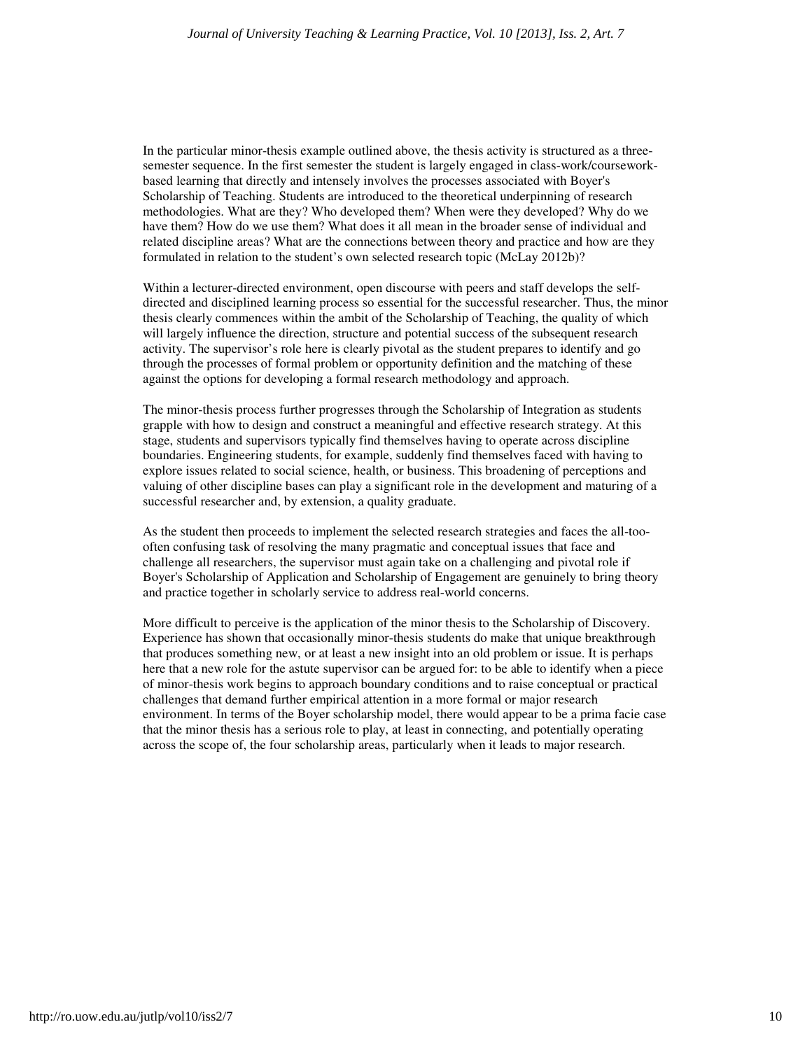In the particular minor-thesis example outlined above, the thesis activity is structured as a three-semester sequence. In the first semester the student is largely engaged in class-work/coursework-based learning that directly and intensely involves the processes associated with Boyer's Scholarship of Teaching. Students are introduced to the theoretical underpinning of research methodologies. What are they? Who developed them? When were they developed? Why do we have them? How do we use them? What does it all mean in the broader sense of individual and related discipline areas? What are the connections between theory and practice and how are they formulated in relation to the student's own selected research topic (McLay 2012b)?

Within a lecturer-directed environment, open discourse with peers and staff develops the self-directed and disciplined learning process so essential for the successful researcher. Thus, the minor thesis clearly commences within the ambit of the Scholarship of Teaching, the quality of which will largely influence the direction, structure and potential success of the subsequent research activity. The supervisor's role here is clearly pivotal as the student prepares to identify and go through the processes of formal problem or opportunity definition and the matching of these against the options for developing a formal research methodology and approach.

The minor-thesis process further progresses through the Scholarship of Integration as students grapple with how to design and construct a meaningful and effective research strategy. At this stage, students and supervisors typically find themselves having to operate across discipline boundaries. Engineering students, for example, suddenly find themselves faced with having to explore issues related to social science, health, or business. This broadening of perceptions and valuing of other discipline bases can play a significant role in the development and maturing of a successful researcher and, by extension, a quality graduate.

As the student then proceeds to implement the selected research strategies and faces the all-too-often confusing task of resolving the many pragmatic and conceptual issues that face and challenge all researchers, the supervisor must again take on a challenging and pivotal role if Boyer's Scholarship of Application and Scholarship of Engagement are genuinely to bring theory and practice together in scholarly service to address real-world concerns.

More difficult to perceive is the application of the minor thesis to the Scholarship of Discovery. Experience has shown that occasionally minor-thesis students do make that unique breakthrough that produces something new, or at least a new insight into an old problem or issue. It is perhaps here that a new role for the astute supervisor can be argued for: to be able to identify when a piece of minor-thesis work begins to approach boundary conditions and to raise conceptual or practical challenges that demand further empirical attention in a more formal or major research environment. In terms of the Boyer scholarship model, there would appear to be a prima facie case that the minor thesis has a serious role to play, at least in connecting, and potentially operating across the scope of, the four scholarship areas, particularly when it leads to major research.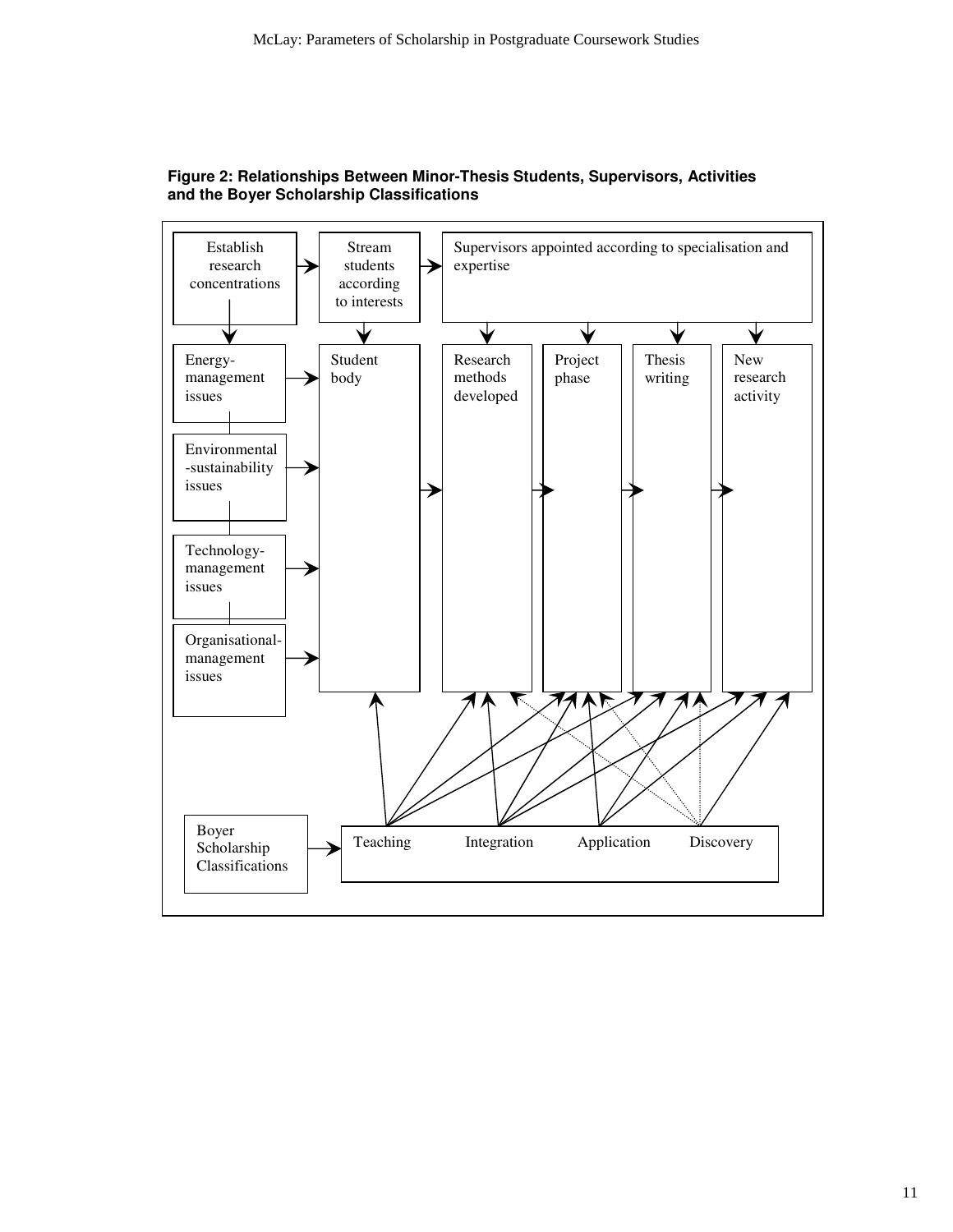**Figure 2: Relationships Between Minor-Thesis Students, Supervisors, Activities and the Boyer Scholarship Classifications**

Establish research concentrations

Stream students according to interests

Supervisors appointed according to specialisation and expertise

Energy-management issues

Environmental-sustainability issues

Technology-management issues

Organisational-management issues

Student body

Research methods developed

Project phase

Thesis writing

New research activity

Boyer Scholarship Classifications

Teaching Integration Application Discovery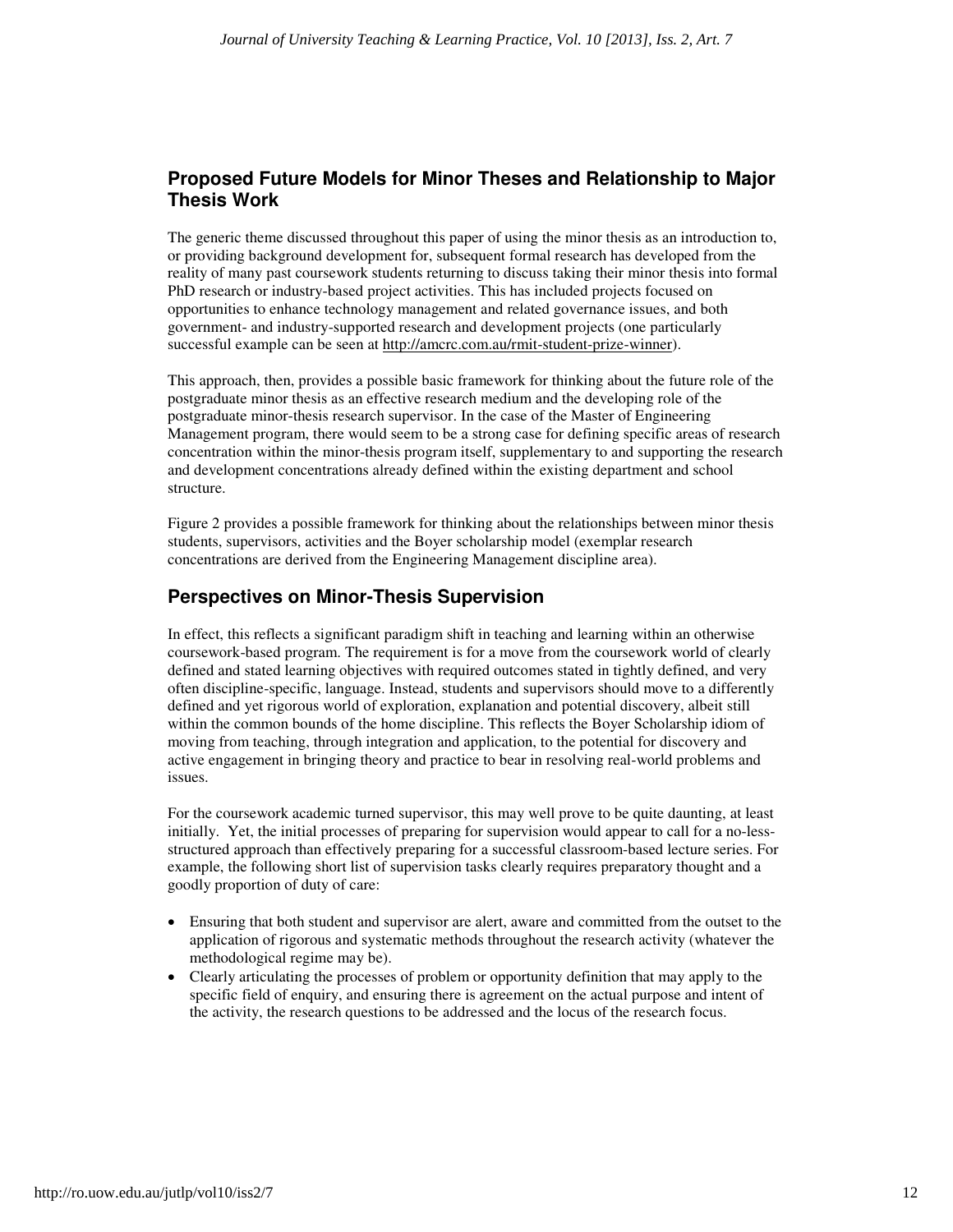## Proposed Future Models for Minor Theses and Relationship to Major Thesis Work

The generic theme discussed throughout this paper of using the minor thesis as an introduction to, or providing background development for, subsequent formal research has developed from the reality of many past coursework students returning to discuss taking their minor thesis into formal PhD research or industry-based project activities. This has included projects focused on opportunities to enhance technology management and related governance issues, and both government- and industry-supported research and development projects (one particularly successful example can be seen at http://amcrc.com.au/rmit-student-prize-winner).

This approach, then, provides a possible basic framework for thinking about the future role of the postgraduate minor thesis as an effective research medium and the developing role of the postgraduate minor-thesis research supervisor. In the case of the Master of Engineering Management program, there would seem to be a strong case for defining specific areas of research concentration within the minor-thesis program itself, supplementary to and supporting the research and development concentrations already defined within the existing department and school structure.

Figure 2 provides a possible framework for thinking about the relationships between minor thesis students, supervisors, activities and the Boyer scholarship model (exemplar research concentrations are derived from the Engineering Management discipline area).

## Perspectives on Minor-Thesis Supervision

In effect, this reflects a significant paradigm shift in teaching and learning within an otherwise coursework-based program. The requirement is for a move from the coursework world of clearly defined and stated learning objectives with required outcomes stated in tightly defined, and very often discipline-specific, language. Instead, students and supervisors should move to a differently defined and yet rigorous world of exploration, explanation and potential discovery, albeit still within the common bounds of the home discipline. This reflects the Boyer Scholarship idiom of moving from teaching, through integration and application, to the potential for discovery and active engagement in bringing theory and practice to bear in resolving real-world problems and issues.

For the coursework academic turned supervisor, this may well prove to be quite daunting, at least initially. Yet, the initial processes of preparing for supervision would appear to call for a no-less-structured approach than effectively preparing for a successful classroom-based lecture series. For example, the following short list of supervision tasks clearly requires preparatory thought and a goodly proportion of duty of care:

- Ensuring that both student and supervisor are alert, aware and committed from the outset to the application of rigorous and systematic methods throughout the research activity (whatever the methodological regime may be).
- Clearly articulating the processes of problem or opportunity definition that may apply to the specific field of enquiry, and ensuring there is agreement on the actual purpose and intent of the activity, the research questions to be addressed and the locus of the research focus.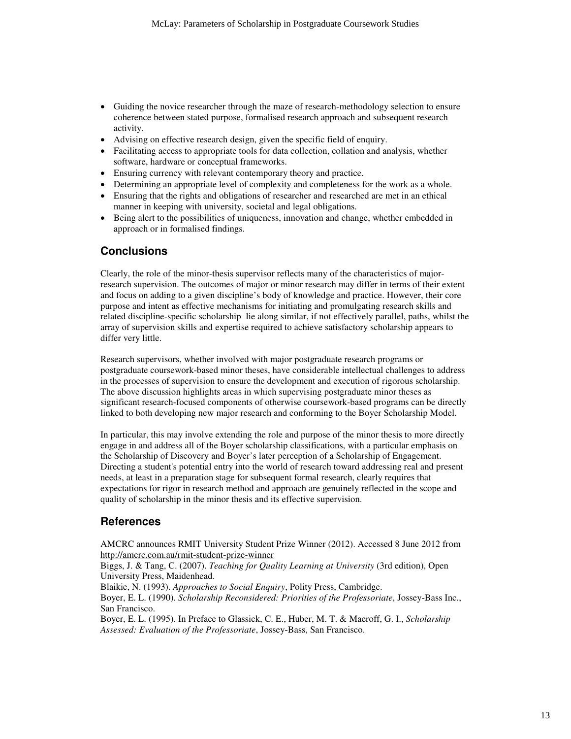- Guiding the novice researcher through the maze of research-methodology selection to ensure coherence between stated purpose, formalised research approach and subsequent research activity.
- Advising on effective research design, given the specific field of enquiry.
- Facilitating access to appropriate tools for data collection, collation and analysis, whether software, hardware or conceptual frameworks.
- Ensuring currency with relevant contemporary theory and practice.
- Determining an appropriate level of complexity and completeness for the work as a whole.
- Ensuring that the rights and obligations of researcher and researched are met in an ethical manner in keeping with university, societal and legal obligations.
- Being alert to the possibilities of uniqueness, innovation and change, whether embedded in approach or in formalised findings.

## Conclusions

Clearly, the role of the minor-thesis supervisor reflects many of the characteristics of major-research supervision. The outcomes of major or minor research may differ in terms of their extent and focus on adding to a given discipline's body of knowledge and practice. However, their core purpose and intent as effective mechanisms for initiating and promulgating research skills and related discipline-specific scholarship lie along similar, if not effectively parallel, paths, whilst the array of supervision skills and expertise required to achieve satisfactory scholarship appears to differ very little.

Research supervisors, whether involved with major postgraduate research programs or postgraduate coursework-based minor theses, have considerable intellectual challenges to address in the processes of supervision to ensure the development and execution of rigorous scholarship. The above discussion highlights areas in which supervising postgraduate minor theses as significant research-focused components of otherwise coursework-based programs can be directly linked to both developing new major research and conforming to the Boyer Scholarship Model.

In particular, this may involve extending the role and purpose of the minor thesis to more directly engage in and address all of the Boyer scholarship classifications, with a particular emphasis on the Scholarship of Discovery and Boyer's later perception of a Scholarship of Engagement. Directing a student's potential entry into the world of research toward addressing real and present needs, at least in a preparation stage for subsequent formal research, clearly requires that expectations for rigor in research method and approach are genuinely reflected in the scope and quality of scholarship in the minor thesis and its effective supervision.

## References

AMCRC announces RMIT University Student Prize Winner (2012). Accessed 8 June 2012 from http://amcrc.com.au/rmit-student-prize-winner

Biggs, J. & Tang, C. (2007). *Teaching for Quality Learning at University* (3rd edition), Open University Press, Maidenhead.

Blaikie, N. (1993). *Approaches to Social Enquiry*, Polity Press, Cambridge.

Boyer, E. L. (1990). *Scholarship Reconsidered: Priorities of the Professoriate*, Jossey-Bass Inc., San Francisco.

Boyer, E. L. (1995). In Preface to Glassick, C. E., Huber, M. T. & Maeroff, G. I., *Scholarship Assessed: Evaluation of the Professoriate*, Jossey-Bass, San Francisco.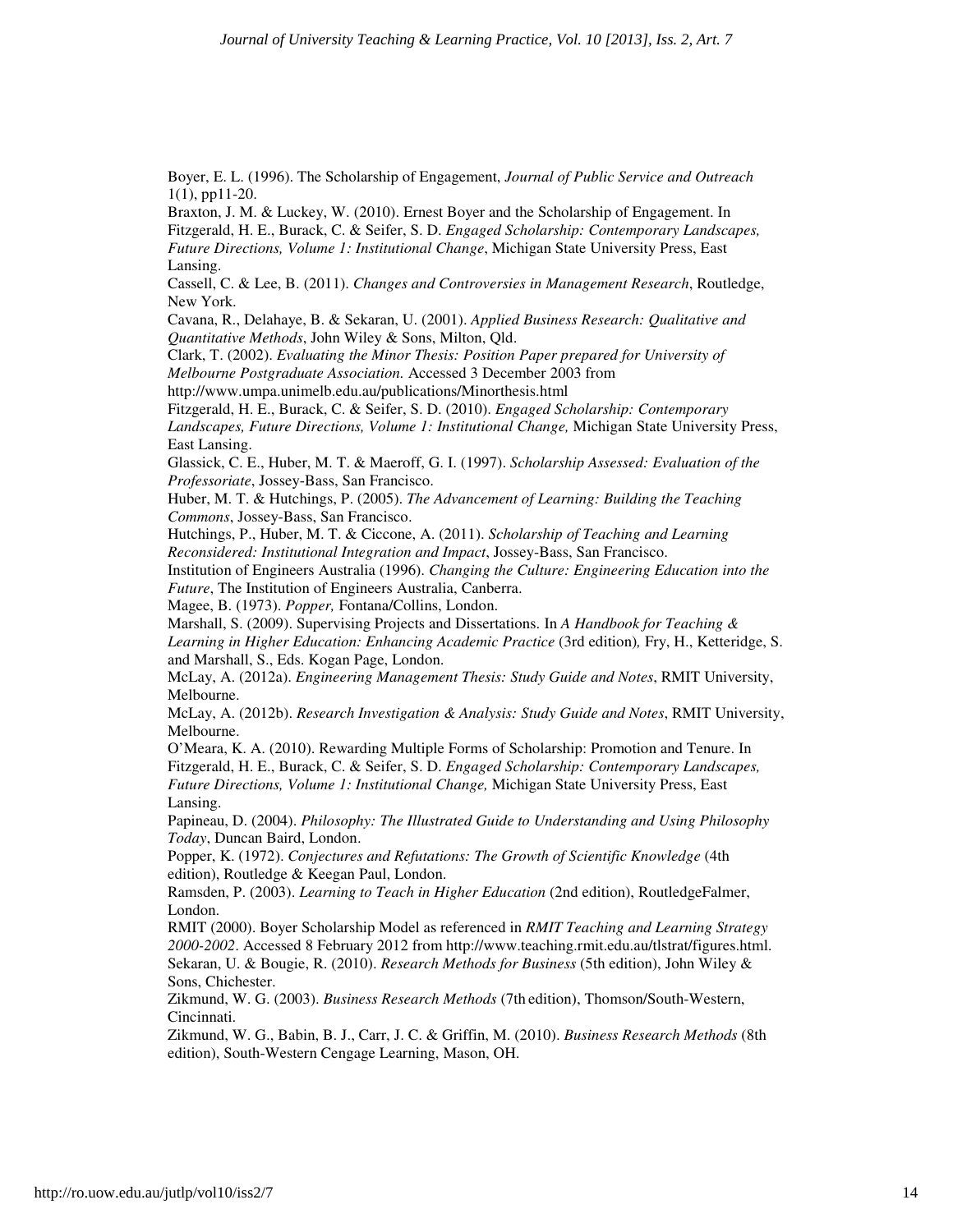Boyer, E. L. (1996). The Scholarship of Engagement, *Journal of Public Service and Outreach* 1(1), pp11-20.

Braxton, J. M. & Luckey, W. (2010). Ernest Boyer and the Scholarship of Engagement. In Fitzgerald, H. E., Burack, C. & Seifer, S. D. *Engaged Scholarship: Contemporary Landscapes, Future Directions, Volume 1: Institutional Change*, Michigan State University Press, East Lansing.

Cassell, C. & Lee, B. (2011). *Changes and Controversies in Management Research*, Routledge, New York.

Cavana, R., Delahaye, B. & Sekaran, U. (2001). *Applied Business Research: Qualitative and Quantitative Methods*, John Wiley & Sons, Milton, Qld.

Clark, T. (2002). *Evaluating the Minor Thesis: Position Paper prepared for University of Melbourne Postgraduate Association.* Accessed 3 December 2003 from http://www.umpa.unimelb.edu.au/publications/Minorthesis.html

Fitzgerald, H. E., Burack, C. & Seifer, S. D. (2010). *Engaged Scholarship: Contemporary Landscapes, Future Directions, Volume 1: Institutional Change,* Michigan State University Press, East Lansing.

Glassick, C. E., Huber, M. T. & Maeroff, G. I. (1997). *Scholarship Assessed: Evaluation of the Professoriate*, Jossey-Bass, San Francisco.

Huber, M. T. & Hutchings, P. (2005). *The Advancement of Learning: Building the Teaching Commons*, Jossey-Bass, San Francisco.

Hutchings, P., Huber, M. T. & Ciccone, A. (2011). *Scholarship of Teaching and Learning Reconsidered: Institutional Integration and Impact*, Jossey-Bass, San Francisco.

Institution of Engineers Australia (1996). *Changing the Culture: Engineering Education into the Future*, The Institution of Engineers Australia, Canberra.

Magee, B. (1973). *Popper,* Fontana/Collins, London.

Marshall, S. (2009). Supervising Projects and Dissertations. In *A Handbook for Teaching & Learning in Higher Education: Enhancing Academic Practice* (3rd edition)*,* Fry, H., Ketteridge, S. and Marshall, S., Eds. Kogan Page, London.

McLay, A. (2012a). *Engineering Management Thesis: Study Guide and Notes*, RMIT University, Melbourne.

McLay, A. (2012b). *Research Investigation & Analysis: Study Guide and Notes*, RMIT University, Melbourne.

O'Meara, K. A. (2010). Rewarding Multiple Forms of Scholarship: Promotion and Tenure. In Fitzgerald, H. E., Burack, C. & Seifer, S. D. *Engaged Scholarship: Contemporary Landscapes, Future Directions, Volume 1: Institutional Change,* Michigan State University Press, East Lansing.

Papineau, D. (2004). *Philosophy: The Illustrated Guide to Understanding and Using Philosophy Today*, Duncan Baird, London.

Popper, K. (1972). *Conjectures and Refutations: The Growth of Scientific Knowledge* (4th edition), Routledge & Keegan Paul, London.

Ramsden, P. (2003). *Learning to Teach in Higher Education* (2nd edition), RoutledgeFalmer, London.

RMIT (2000). Boyer Scholarship Model as referenced in *RMIT Teaching and Learning Strategy 2000-2002*. Accessed 8 February 2012 from http://www.teaching.rmit.edu.au/tlstrat/figures.html.

Sekaran, U. & Bougie, R. (2010). *Research Methods for Business* (5th edition), John Wiley & Sons, Chichester.

Zikmund, W. G. (2003). *Business Research Methods* (7th edition), Thomson/South-Western, Cincinnati.

Zikmund, W. G., Babin, B. J., Carr, J. C. & Griffin, M. (2010). *Business Research Methods* (8th edition), South-Western Cengage Learning, Mason, OH.